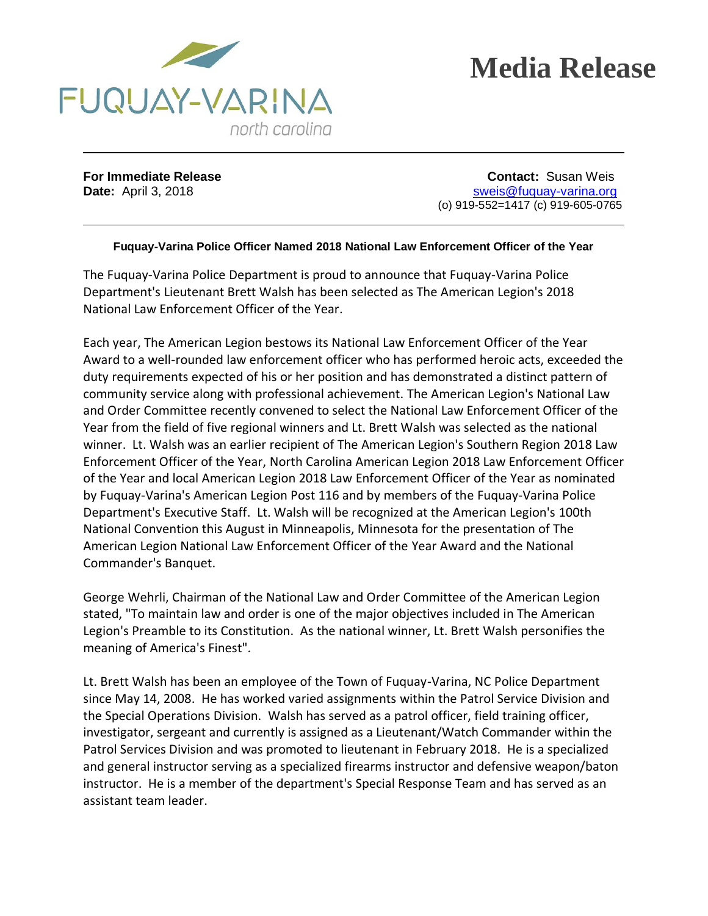FUQUAY-VARINA
north carolina

# Media Release

---

**For Immediate Release**
**Date:** April 3, 2018

**Contact:** Susan Weis
sweis@fuquay-varina.org
(o) 919-552=1417 (c) 919-605-0765

---

**Fuquay-Varina Police Officer Named 2018 National Law Enforcement Officer of the Year**

The Fuquay-Varina Police Department is proud to announce that Fuquay-Varina Police Department's Lieutenant Brett Walsh has been selected as The American Legion's 2018 National Law Enforcement Officer of the Year.

Each year, The American Legion bestows its National Law Enforcement Officer of the Year Award to a well-rounded law enforcement officer who has performed heroic acts, exceeded the duty requirements expected of his or her position and has demonstrated a distinct pattern of community service along with professional achievement. The American Legion's National Law and Order Committee recently convened to select the National Law Enforcement Officer of the Year from the field of five regional winners and Lt. Brett Walsh was selected as the national winner. Lt. Walsh was an earlier recipient of The American Legion's Southern Region 2018 Law Enforcement Officer of the Year, North Carolina American Legion 2018 Law Enforcement Officer of the Year and local American Legion 2018 Law Enforcement Officer of the Year as nominated by Fuquay-Varina's American Legion Post 116 and by members of the Fuquay-Varina Police Department's Executive Staff. Lt. Walsh will be recognized at the American Legion's 100th National Convention this August in Minneapolis, Minnesota for the presentation of The American Legion National Law Enforcement Officer of the Year Award and the National Commander's Banquet.

George Wehrli, Chairman of the National Law and Order Committee of the American Legion stated, "To maintain law and order is one of the major objectives included in The American Legion's Preamble to its Constitution. As the national winner, Lt. Brett Walsh personifies the meaning of America's Finest".

Lt. Brett Walsh has been an employee of the Town of Fuquay-Varina, NC Police Department since May 14, 2008. He has worked varied assignments within the Patrol Service Division and the Special Operations Division. Walsh has served as a patrol officer, field training officer, investigator, sergeant and currently is assigned as a Lieutenant/Watch Commander within the Patrol Services Division and was promoted to lieutenant in February 2018. He is a specialized and general instructor serving as a specialized firearms instructor and defensive weapon/baton instructor. He is a member of the department's Special Response Team and has served as an assistant team leader.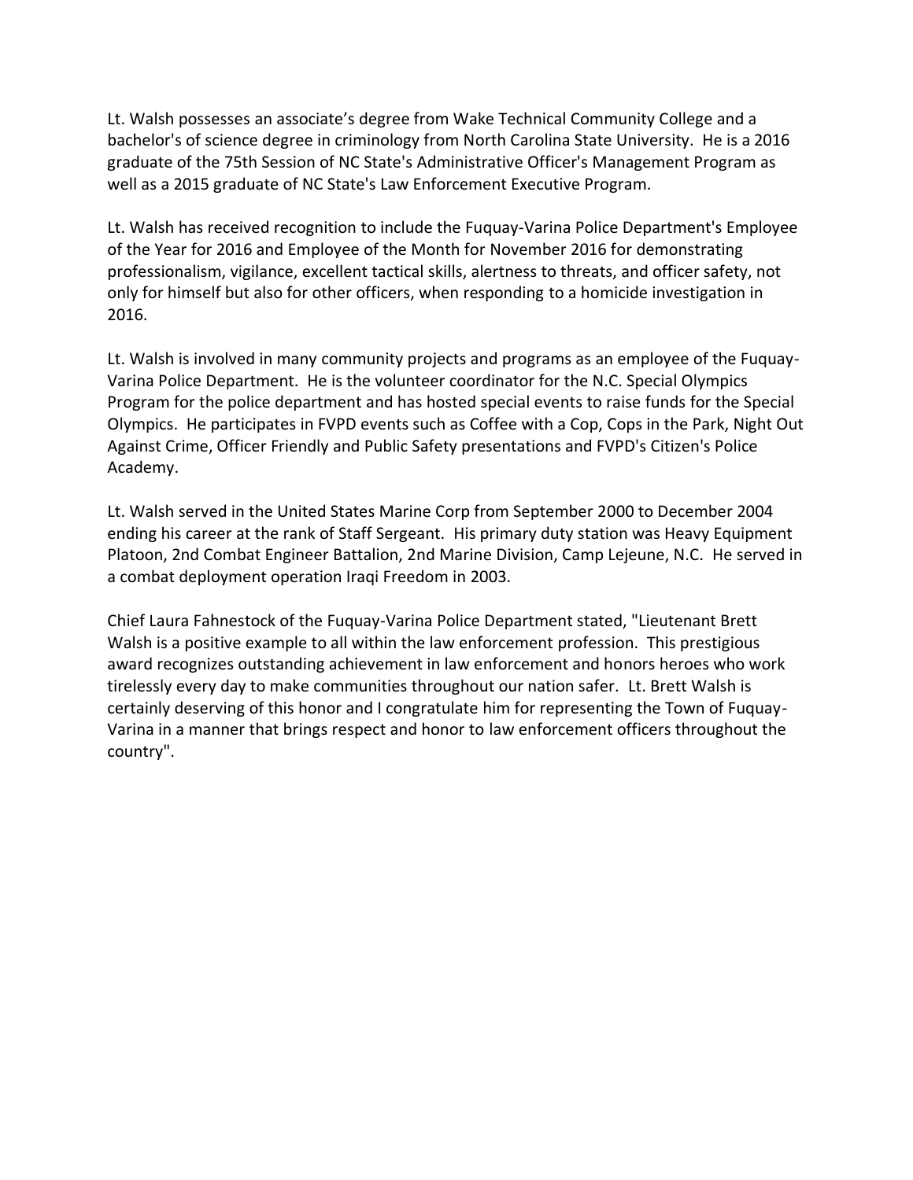Lt. Walsh possesses an associate's degree from Wake Technical Community College and a bachelor's of science degree in criminology from North Carolina State University. He is a 2016 graduate of the 75th Session of NC State's Administrative Officer's Management Program as well as a 2015 graduate of NC State's Law Enforcement Executive Program.

Lt. Walsh has received recognition to include the Fuquay-Varina Police Department's Employee of the Year for 2016 and Employee of the Month for November 2016 for demonstrating professionalism, vigilance, excellent tactical skills, alertness to threats, and officer safety, not only for himself but also for other officers, when responding to a homicide investigation in 2016.

Lt. Walsh is involved in many community projects and programs as an employee of the Fuquay-Varina Police Department. He is the volunteer coordinator for the N.C. Special Olympics Program for the police department and has hosted special events to raise funds for the Special Olympics. He participates in FVPD events such as Coffee with a Cop, Cops in the Park, Night Out Against Crime, Officer Friendly and Public Safety presentations and FVPD's Citizen's Police Academy.

Lt. Walsh served in the United States Marine Corp from September 2000 to December 2004 ending his career at the rank of Staff Sergeant. His primary duty station was Heavy Equipment Platoon, 2nd Combat Engineer Battalion, 2nd Marine Division, Camp Lejeune, N.C. He served in a combat deployment operation Iraqi Freedom in 2003.

Chief Laura Fahnestock of the Fuquay-Varina Police Department stated, "Lieutenant Brett Walsh is a positive example to all within the law enforcement profession. This prestigious award recognizes outstanding achievement in law enforcement and honors heroes who work tirelessly every day to make communities throughout our nation safer. Lt. Brett Walsh is certainly deserving of this honor and I congratulate him for representing the Town of Fuquay-Varina in a manner that brings respect and honor to law enforcement officers throughout the country".